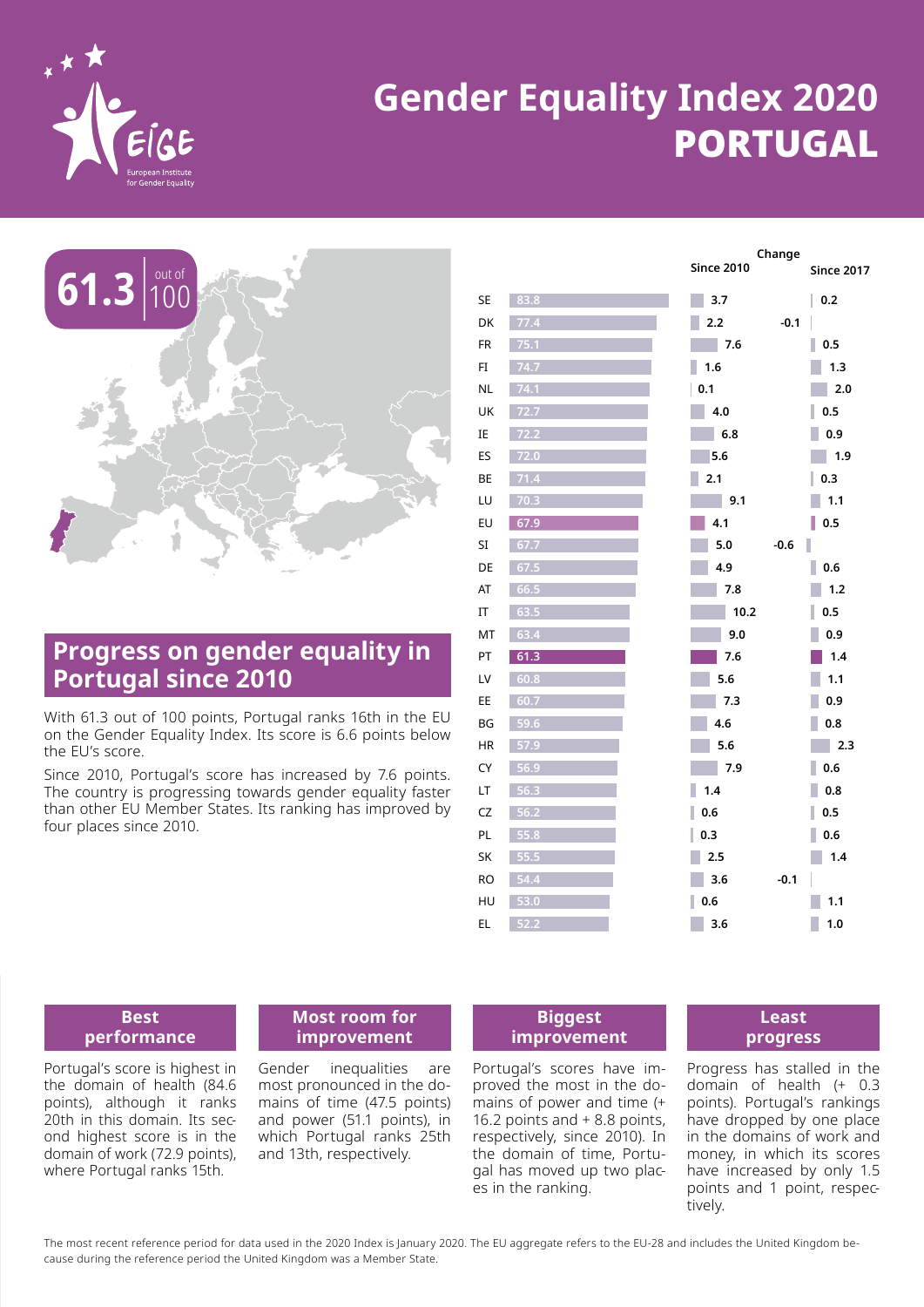# Gender Equality Index 2020 PORTUGAL

**61.3** out of 100

## Progress on gender equality in Portugal since 2010

With 61.3 out of 100 points, Portugal ranks 16th in the EU on the Gender Equality Index. Its score is 6.6 points below the EU's score.

Since 2010, Portugal's score has increased by 7.6 points. The country is progressing towards gender equality faster than other EU Member States. Its ranking has improved by four places since 2010.

| | Score | Change since 2010 | Change since 2017 |
|---|---|---|---|
| SE | 83.8 | 3.7 | 0.2 |
| DK | 77.4 | 2.2 | -0.1 |
| FR | 75.1 | 7.6 | 0.5 |
| FI | 74.7 | 1.6 | 1.3 |
| NL | 74.1 | 0.1 | 2.0 |
| UK | 72.7 | 4.0 | 0.5 |
| IE | 72.2 | 6.8 | 0.9 |
| ES | 72.0 | 5.6 | 1.9 |
| BE | 71.4 | 2.1 | 0.3 |
| LU | 70.3 | 9.1 | 1.1 |
| EU | 67.9 | 4.1 | 0.5 |
| SI | 67.7 | 5.0 | -0.6 |
| DE | 67.5 | 4.9 | 0.6 |
| AT | 66.5 | 7.8 | 1.2 |
| IT | 63.5 | 10.2 | 0.5 |
| MT | 63.4 | 9.0 | 0.9 |
| PT | 61.3 | 7.6 | 1.4 |
| LV | 60.8 | 5.6 | 1.1 |
| EE | 60.7 | 7.3 | 0.9 |
| BG | 59.6 | 4.6 | 0.8 |
| HR | 57.9 | 5.6 | 2.3 |
| CY | 56.9 | 7.9 | 0.6 |
| LT | 56.3 | 1.4 | 0.8 |
| CZ | 56.2 | 0.6 | 0.5 |
| PL | 55.8 | 0.3 | 0.6 |
| SK | 55.5 | 2.5 | 1.4 |
| RO | 54.4 | 3.6 | -0.1 |
| HU | 53.0 | 0.6 | 1.1 |
| EL | 52.2 | 3.6 | 1.0 |

### Best performance

Portugal's score is highest in the domain of health (84.6 points), although it ranks 20th in this domain. Its second highest score is in the domain of work (72.9 points), where Portugal ranks 15th.

### Most room for improvement

Gender inequalities are most pronounced in the domains of time (47.5 points) and power (51.1 points), in which Portugal ranks 25th and 13th, respectively.

### Biggest improvement

Portugal's scores have improved the most in the domains of power and time (+ 16.2 points and + 8.8 points, respectively, since 2010). In the domain of time, Portugal has moved up two places in the ranking.

### Least progress

Progress has stalled in the domain of health (+ 0.3 points). Portugal's rankings have dropped by one place in the domains of work and money, in which its scores have increased by only 1.5 points and 1 point, respectively.

The most recent reference period for data used in the 2020 Index is January 2020. The EU aggregate refers to the EU-28 and includes the United Kingdom because during the reference period the United Kingdom was a Member State.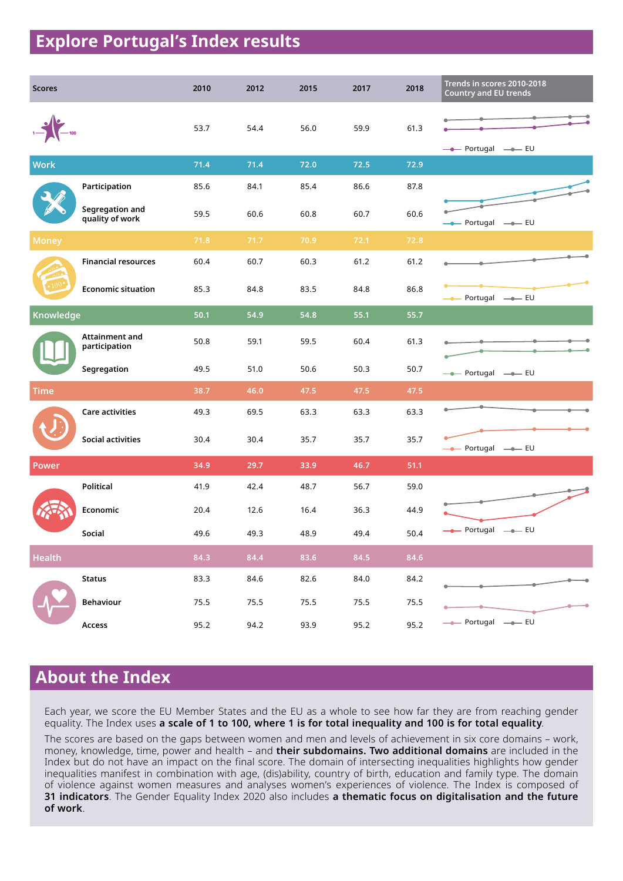# Explore Portugal's Index results

| Scores | 2010 | 2012 | 2015 | 2017 | 2018 |
|---|---|---|---|---|---|
| Gender Equality Index (1–100) | 53.7 | 54.4 | 56.0 | 59.9 | 61.3 |
| **Work** | 71.4 | 71.4 | 72.0 | 72.5 | 72.9 |
| Participation | 85.6 | 84.1 | 85.4 | 86.6 | 87.8 |
| Segregation and quality of work | 59.5 | 60.6 | 60.8 | 60.7 | 60.6 |
| **Money** | 71.8 | 71.7 | 70.9 | 72.1 | 72.8 |
| Financial resources | 60.4 | 60.7 | 60.3 | 61.2 | 61.2 |
| Economic situation | 85.3 | 84.8 | 83.5 | 84.8 | 86.8 |
| **Knowledge** | 50.1 | 54.9 | 54.8 | 55.1 | 55.7 |
| Attainment and participation | 50.8 | 59.1 | 59.5 | 60.4 | 61.3 |
| Segregation | 49.5 | 51.0 | 50.6 | 50.3 | 50.7 |
| **Time** | 38.7 | 46.0 | 47.5 | 47.5 | 47.5 |
| Care activities | 49.3 | 69.5 | 63.3 | 63.3 | 63.3 |
| Social activities | 30.4 | 30.4 | 35.7 | 35.7 | 35.7 |
| **Power** | 34.9 | 29.7 | 33.9 | 46.7 | 51.1 |
| Political | 41.9 | 42.4 | 48.7 | 56.7 | 59.0 |
| Economic | 20.4 | 12.6 | 16.4 | 36.3 | 44.9 |
| Social | 49.6 | 49.3 | 48.9 | 49.4 | 50.4 |
| **Health** | 84.3 | 84.4 | 83.6 | 84.5 | 84.6 |
| Status | 83.3 | 84.6 | 82.6 | 84.0 | 84.2 |
| Behaviour | 75.5 | 75.5 | 75.5 | 75.5 | 75.5 |
| Access | 95.2 | 94.2 | 93.9 | 95.2 | 95.2 |

Trends in scores 2010-2018
Country and EU trends

Portugal — EU

# About the Index

Each year, we score the EU Member States and the EU as a whole to see how far they are from reaching gender equality. The Index uses **a scale of 1 to 100, where 1 is for total inequality and 100 is for total equality**.

The scores are based on the gaps between women and men and levels of achievement in six core domains – work, money, knowledge, time, power and health – and **their subdomains. Two additional domains** are included in the Index but do not have an impact on the final score. The domain of intersecting inequalities highlights how gender inequalities manifest in combination with age, (dis)ability, country of birth, education and family type. The domain of violence against women measures and analyses women's experiences of violence. The Index is composed of **31 indicators**. The Gender Equality Index 2020 also includes **a thematic focus on digitalisation and the future of work**.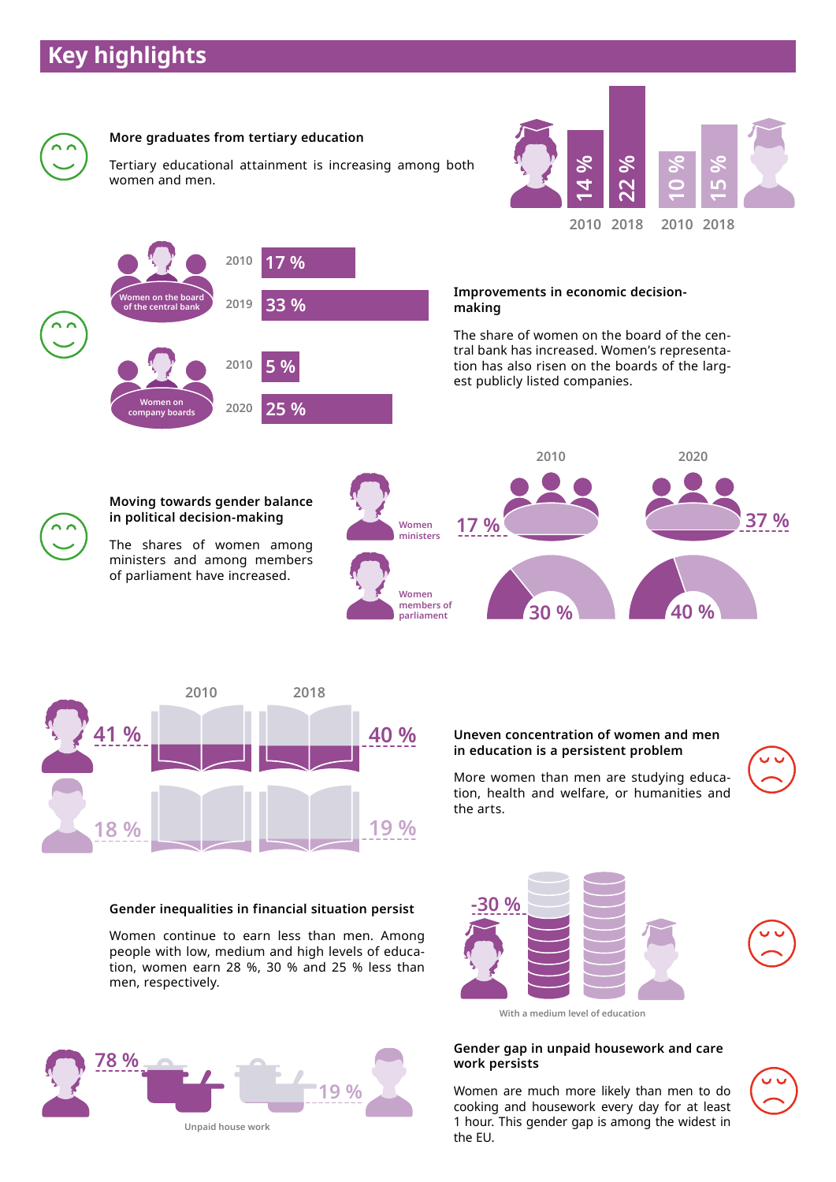# Key highlights

### More graduates from tertiary education

Tertiary educational attainment is increasing among both women and men.

| | 2010 | 2018 |
|---|---|---|
| Women | 14 % | 22 % |
| Men | 10 % | 15 % |

### Improvements in economic decision-making

The share of women on the board of the central bank has increased. Women's representation has also risen on the boards of the largest publicly listed companies.

Women on the board of the central bank: 2010 – 17 %; 2019 – 33 %

Women on company boards: 2010 – 5 %; 2020 – 25 %

### Moving towards gender balance in political decision-making

The shares of women among ministers and among members of parliament have increased.

| | 2010 | 2020 |
|---|---|---|
| Women ministers | 17 % | 37 % |
| Women members of parliament | 30 % | 40 % |

### Uneven concentration of women and men in education is a persistent problem

More women than men are studying education, health and welfare, or humanities and the arts.

| | 2010 | 2018 |
|---|---|---|
| Women | 41 % | 40 % |
| Men | 18 % | 19 % |

### Gender inequalities in financial situation persist

Women continue to earn less than men. Among people with low, medium and high levels of education, women earn 28 %, 30 % and 25 % less than men, respectively.

-30 %

With a medium level of education

### Gender gap in unpaid housework and care work persists

Women are much more likely than men to do cooking and housework every day for at least 1 hour. This gender gap is among the widest in the EU.

Women: 78 % — Men: 19 %

Unpaid house work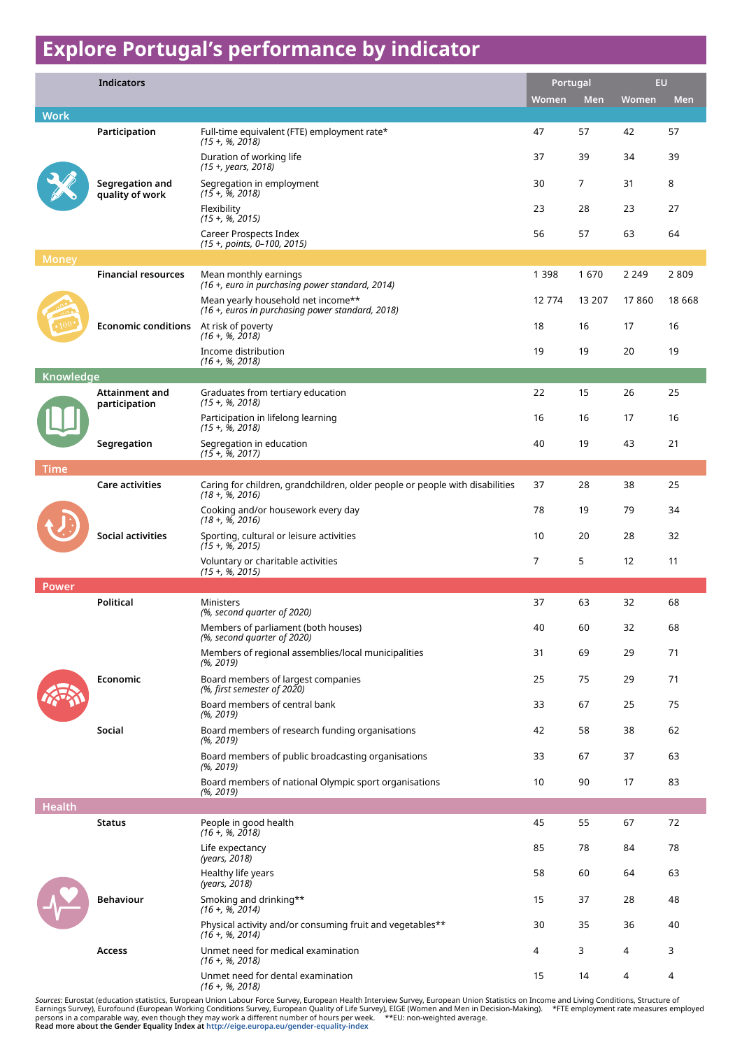# Explore Portugal's performance by indicator

| Indicators | | | Portugal | | EU | |
|---|---|---|---|---|---|---|
| | | | Women | Men | Women | Men |
| **Work** | | | | | | |
| | **Participation** | Full-time equivalent (FTE) employment rate* *(15 +, %, 2018)* | 47 | 57 | 42 | 57 |
| | | Duration of working life *(15 +, years, 2018)* | 37 | 39 | 34 | 39 |
| | **Segregation and quality of work** | Segregation in employment *(15 +, %, 2018)* | 30 | 7 | 31 | 8 |
| | | Flexibility *(15 +, %, 2015)* | 23 | 28 | 23 | 27 |
| | | Career Prospects Index *(15 +, points, 0–100, 2015)* | 56 | 57 | 63 | 64 |
| **Money** | | | | | | |
| | **Financial resources** | Mean monthly earnings *(16 +, euro in purchasing power standard, 2014)* | 1 398 | 1 670 | 2 249 | 2 809 |
| | | Mean yearly household net income** *(16 +, euros in purchasing power standard, 2018)* | 12 774 | 13 207 | 17 860 | 18 668 |
| | **Economic conditions** | At risk of poverty *(16 +, %, 2018)* | 18 | 16 | 17 | 16 |
| | | Income distribution *(16 +, %, 2018)* | 19 | 19 | 20 | 19 |
| **Knowledge** | | | | | | |
| | **Attainment and participation** | Graduates from tertiary education *(15 +, %, 2018)* | 22 | 15 | 26 | 25 |
| | | Participation in lifelong learning *(15 +, %, 2018)* | 16 | 16 | 17 | 16 |
| | **Segregation** | Segregation in education *(15 +, %, 2017)* | 40 | 19 | 43 | 21 |
| **Time** | | | | | | |
| | **Care activities** | Caring for children, grandchildren, older people or people with disabilities *(18 +, %, 2016)* | 37 | 28 | 38 | 25 |
| | | Cooking and/or housework every day *(18 +, %, 2016)* | 78 | 19 | 79 | 34 |
| | **Social activities** | Sporting, cultural or leisure activities *(15 +, %, 2015)* | 10 | 20 | 28 | 32 |
| | | Voluntary or charitable activities *(15 +, %, 2015)* | 7 | 5 | 12 | 11 |
| **Power** | | | | | | |
| | **Political** | Ministers *(%, second quarter of 2020)* | 37 | 63 | 32 | 68 |
| | | Members of parliament (both houses) *(%, second quarter of 2020)* | 40 | 60 | 32 | 68 |
| | | Members of regional assemblies/local municipalities *(%, 2019)* | 31 | 69 | 29 | 71 |
| | **Economic** | Board members of largest companies *(%, first semester of 2020)* | 25 | 75 | 29 | 71 |
| | | Board members of central bank *(%, 2019)* | 33 | 67 | 25 | 75 |
| | **Social** | Board members of research funding organisations *(%, 2019)* | 42 | 58 | 38 | 62 |
| | | Board members of public broadcasting organisations *(%, 2019)* | 33 | 67 | 37 | 63 |
| | | Board members of national Olympic sport organisations *(%, 2019)* | 10 | 90 | 17 | 83 |
| **Health** | | | | | | |
| | **Status** | People in good health *(16 +, %, 2018)* | 45 | 55 | 67 | 72 |
| | | Life expectancy *(years, 2018)* | 85 | 78 | 84 | 78 |
| | | Healthy life years *(years, 2018)* | 58 | 60 | 64 | 63 |
| | **Behaviour** | Smoking and drinking** *(16 +, %, 2014)* | 15 | 37 | 28 | 48 |
| | | Physical activity and/or consuming fruit and vegetables** *(16 +, %, 2014)* | 30 | 35 | 36 | 40 |
| | **Access** | Unmet need for medical examination *(16 +, %, 2018)* | 4 | 3 | 4 | 3 |
| | | Unmet need for dental examination *(16 +, %, 2018)* | 15 | 14 | 4 | 4 |

*Sources:* Eurostat (education statistics, European Union Labour Force Survey, European Health Interview Survey, European Union Statistics on Income and Living Conditions, Structure of Earnings Survey), Eurofound (European Working Conditions Survey, European Quality of Life Survey), EIGE (Women and Men in Decision-Making). *FTE employment rate measures employed persons in a comparable way, even though they may work a different number of hours per week. **EU: non-weighted average.

**Read more about the Gender Equality Index at http://eige.europa.eu/gender-equality-index**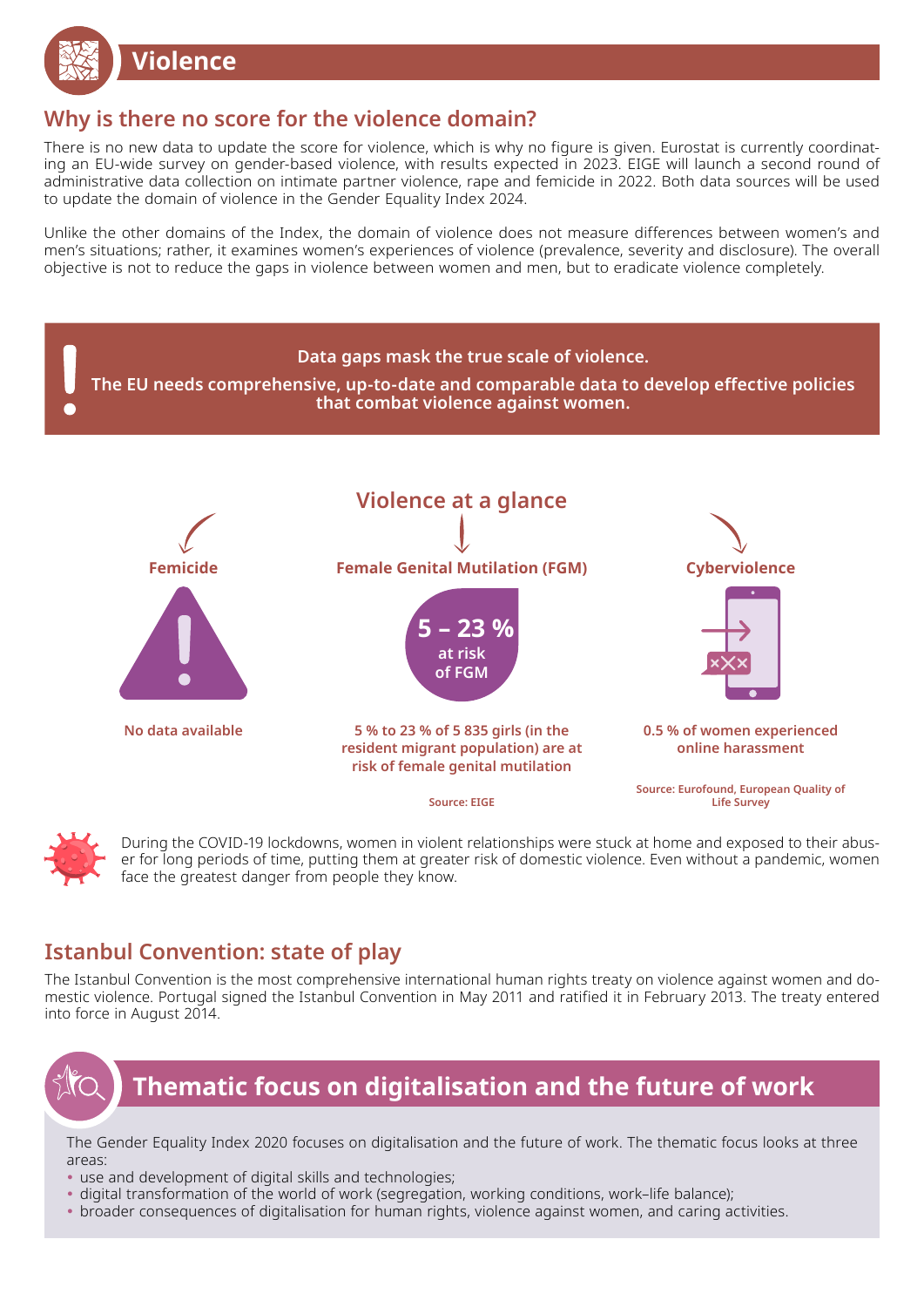# Violence

## Why is there no score for the violence domain?

There is no new data to update the score for violence, which is why no figure is given. Eurostat is currently coordinating an EU-wide survey on gender-based violence, with results expected in 2023. EIGE will launch a second round of administrative data collection on intimate partner violence, rape and femicide in 2022. Both data sources will be used to update the domain of violence in the Gender Equality Index 2024.

Unlike the other domains of the Index, the domain of violence does not measure differences between women's and men's situations; rather, it examines women's experiences of violence (prevalence, severity and disclosure). The overall objective is not to reduce the gaps in violence between women and men, but to eradicate violence completely.

**Data gaps mask the true scale of violence.**

**The EU needs comprehensive, up-to-date and comparable data to develop effective policies that combat violence against women.**

## Violence at a glance

**Femicide**

**No data available**

**Female Genital Mutilation (FGM)**

**5 – 23 %** at risk of FGM

**5 % to 23 % of 5 835 girls (in the resident migrant population) are at risk of female genital mutilation**

Source: EIGE

**Cyberviolence**

**0.5 % of women experienced online harassment**

Source: Eurofound, European Quality of Life Survey

During the COVID-19 lockdowns, women in violent relationships were stuck at home and exposed to their abuser for long periods of time, putting them at greater risk of domestic violence. Even without a pandemic, women face the greatest danger from people they know.

## Istanbul Convention: state of play

The Istanbul Convention is the most comprehensive international human rights treaty on violence against women and domestic violence. Portugal signed the Istanbul Convention in May 2011 and ratified it in February 2013. The treaty entered into force in August 2014.

# Thematic focus on digitalisation and the future of work

The Gender Equality Index 2020 focuses on digitalisation and the future of work. The thematic focus looks at three areas:

- use and development of digital skills and technologies;
- digital transformation of the world of work (segregation, working conditions, work–life balance);
- broader consequences of digitalisation for human rights, violence against women, and caring activities.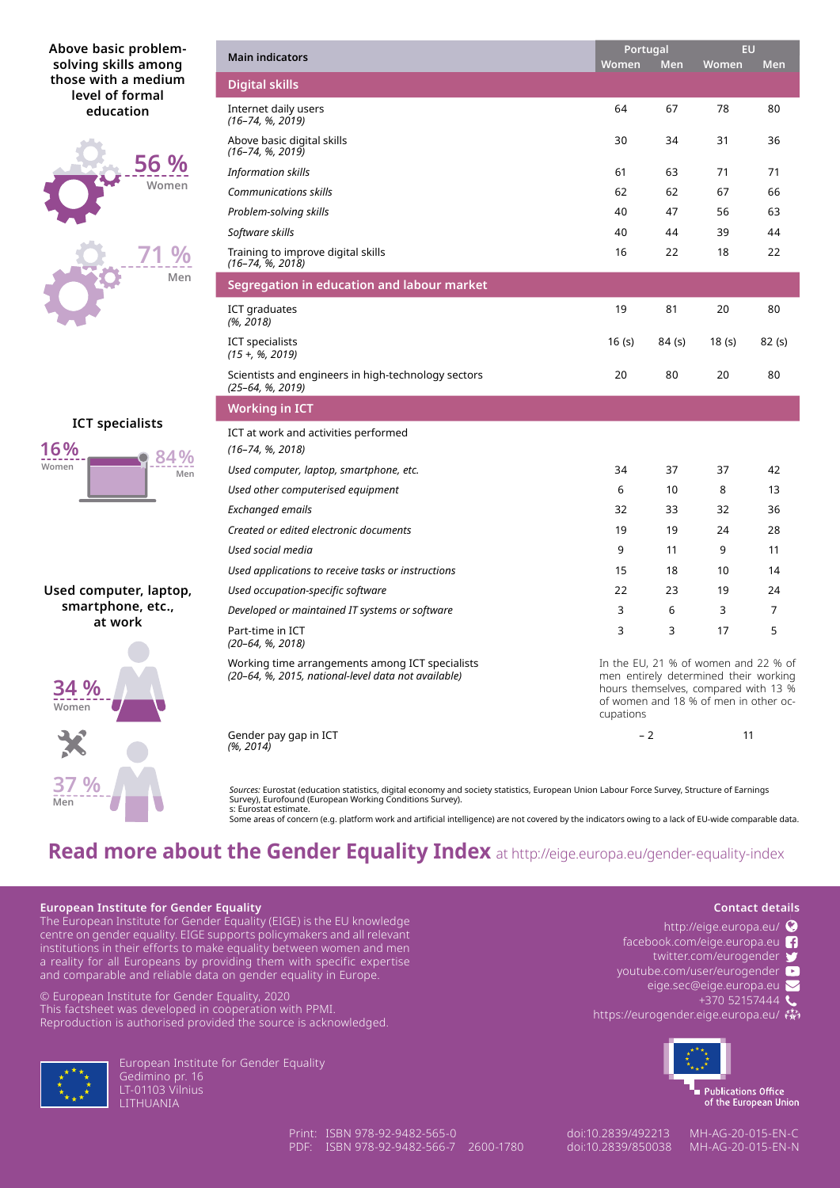**Above basic problem-solving skills among those with a medium level of formal education**

56 %
Women

71 %
Men

**ICT specialists**

16%
Women

84%
Men

**Used computer, laptop, smartphone, etc., at work**

34 %
Women

37 %
Men

| Main indicators | Portugal | | EU | |
|---|---|---|---|---|
| | Women | Men | Women | Men |
| **Digital skills** | | | | |
| Internet daily users *(16–74, %, 2019)* | 64 | 67 | 78 | 80 |
| Above basic digital skills *(16–74, %, 2019)* | 30 | 34 | 31 | 36 |
| *Information skills* | 61 | 63 | 71 | 71 |
| *Communications skills* | 62 | 62 | 67 | 66 |
| *Problem-solving skills* | 40 | 47 | 56 | 63 |
| *Software skills* | 40 | 44 | 39 | 44 |
| Training to improve digital skills *(16–74, %, 2018)* | 16 | 22 | 18 | 22 |
| **Segregation in education and labour market** | | | | |
| ICT graduates *(%, 2018)* | 19 | 81 | 20 | 80 |
| ICT specialists *(15 +, %, 2019)* | 16 (s) | 84 (s) | 18 (s) | 82 (s) |
| Scientists and engineers in high-technology sectors *(25–64, %, 2019)* | 20 | 80 | 20 | 80 |
| **Working in ICT** | | | | |
| ICT at work and activities performed *(16–74, %, 2018)* | | | | |
| *Used computer, laptop, smartphone, etc.* | 34 | 37 | 37 | 42 |
| *Used other computerised equipment* | 6 | 10 | 8 | 13 |
| *Exchanged emails* | 32 | 33 | 32 | 36 |
| *Created or edited electronic documents* | 19 | 19 | 24 | 28 |
| *Used social media* | 9 | 11 | 9 | 11 |
| *Used applications to receive tasks or instructions* | 15 | 18 | 10 | 14 |
| *Used occupation-specific software* | 22 | 23 | 19 | 24 |
| *Developed or maintained IT systems or software* | 3 | 6 | 3 | 7 |
| Part-time in ICT *(20–64, %, 2018)* | 3 | 3 | 17 | 5 |
| Working time arrangements among ICT specialists *(20–64, %, 2015, national-level data not available)* | In the EU, 21 % of women and 22 % of men entirely determined their working hours themselves, compared with 13 % of women and 18 % of men in other occupations | | | |
| Gender pay gap in ICT *(%, 2014)* | – 2 | | 11 | |

*Sources:* Eurostat (education statistics, digital economy and society statistics, European Union Labour Force Survey, Structure of Earnings Survey), Eurofound (European Working Conditions Survey).
s: Eurostat estimate.
Some areas of concern (e.g. platform work and artificial intelligence) are not covered by the indicators owing to a lack of EU-wide comparable data.

## Read more about the Gender Equality Index at http://eige.europa.eu/gender-equality-index

**European Institute for Gender Equality**
The European Institute for Gender Equality (EIGE) is the EU knowledge centre on gender equality. EIGE supports policymakers and all relevant institutions in their efforts to make equality between women and men a reality for all Europeans by providing them with specific expertise and comparable and reliable data on gender equality in Europe.

© European Institute for Gender Equality, 2020
This factsheet was developed in cooperation with PPMI.
Reproduction is authorised provided the source is acknowledged.

European Institute for Gender Equality
Gedimino pr. 16
LT-01103 Vilnius
LITHUANIA

**Contact details**
http://eige.europa.eu/
facebook.com/eige.europa.eu
twitter.com/eurogender
youtube.com/user/eurogender
eige.sec@eige.europa.eu
+370 52157444
https://eurogender.eige.europa.eu/

Publications Office of the European Union

Print: ISBN 978-92-9482-565-0 doi:10.2839/492213 MH-AG-20-015-EN-C
PDF: ISBN 978-92-9482-566-7 2600-1780 doi:10.2839/850038 MH-AG-20-015-EN-N